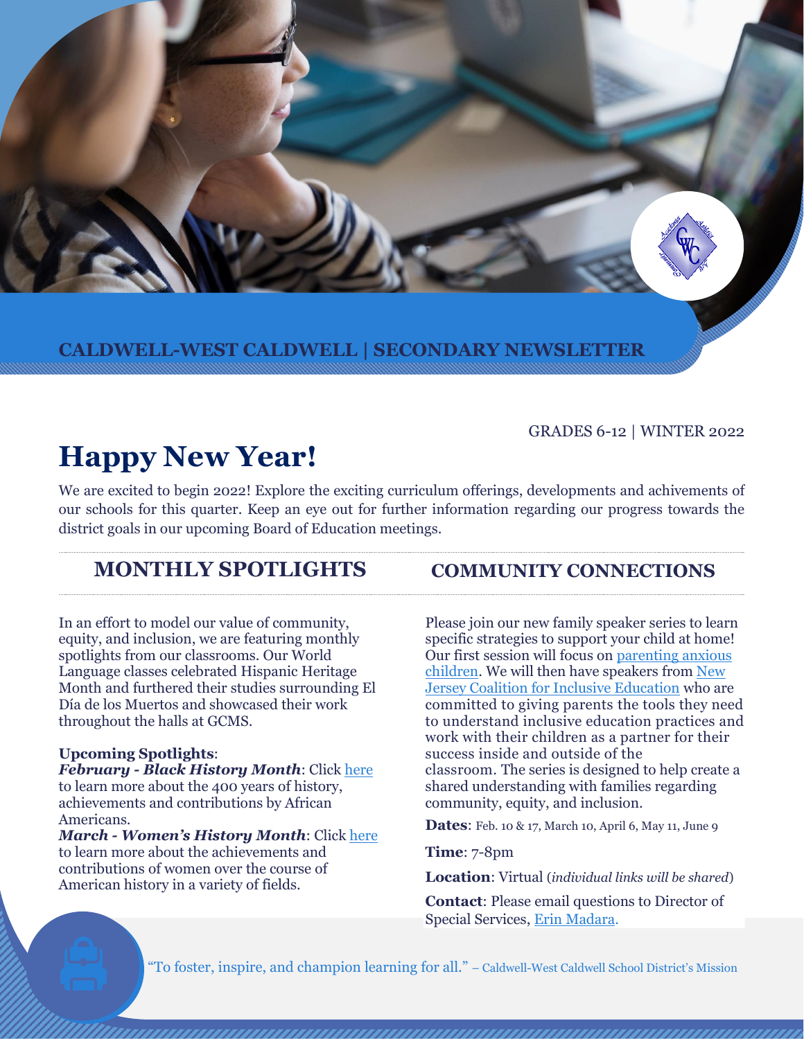**CALDWELL-WEST CALDWELL | SECONDARY NEWSLETTER**

GRADES 6-12 | WINTER 2022

# Happy New Year!

We are excited to begin 2022! Explore the exciting curriculum offerings, developments and achivements of our schools for this quarter. Keep an eye out for further information regarding our progress towards the district goals in our upcoming Board of Education meetings.

## MONTHLY SPOTLIGHTS

In an effort to model our value of community, equity, and inclusion, we are featuring monthly spotlights from our classrooms. Our World Language classes celebrated Hispanic Heritage Month and furthered their studies surrounding El Día de los Muertos and showcased their work throughout the halls at GCMS.

**Upcoming Spotlights**:
***February - Black History Month***: Click here to learn more about the 400 years of history, achievements and contributions by African Americans.
***March - Women's History Month***: Click here to learn more about the achievements and contributions of women over the course of American history in a variety of fields.

## COMMUNITY CONNECTIONS

Please join our new family speaker series to learn specific strategies to support your child at home! Our first session will focus on parenting anxious children. We will then have speakers from New Jersey Coalition for Inclusive Education who are committed to giving parents the tools they need to understand inclusive education practices and work with their children as a partner for their success inside and outside of the classroom. The series is designed to help create a shared understanding with families regarding community, equity, and inclusion.

**Dates**: Feb. 10 & 17, March 10, April 6, May 11, June 9

**Time**: 7-8pm

**Location**: Virtual (*individual links will be shared*)

**Contact**: Please email questions to Director of Special Services, Erin Madara.

"To foster, inspire, and champion learning for all." – Caldwell-West Caldwell School District's Mission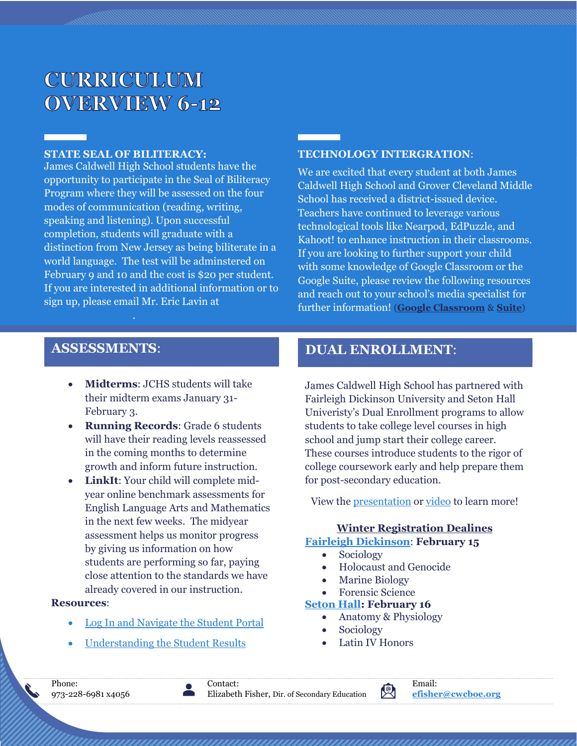# CURRICULUM OVERVIEW 6-12

**STATE SEAL OF BILITERACY:**
James Caldwell High School students have the opportunity to participate in the Seal of Biliteracy Program where they will be assessed on the four modes of communication (reading, writing, speaking and listening). Upon successful completion, students will graduate with a distinction from New Jersey as being biliterate in a world language. The test will be adminstered on February 9 and 10 and the cost is $20 per student. If you are interested in additional information or to sign up, please email Mr. Eric Lavin at .

**TECHNOLOGY INTERGRATION**:
We are excited that every student at both James Caldwell High School and Grover Cleveland Middle School has received a district-issued device. Teachers have continued to leverage various technological tools like Nearpod, EdPuzzle, and Kahoot! to enhance instruction in their classrooms. If you are looking to further support your child with some knowledge of Google Classroom or the Google Suite, please review the following resources and reach out to your school's media specialist for further information! (**Google Classroom** & **Suite**)

## ASSESSMENTS:

- **Midterms**: JCHS students will take their midterm exams January 31-February 3.
- **Running Records**: Grade 6 students will have their reading levels reassessed in the coming months to determine growth and inform future instruction.
- **LinkIt**: Your child will complete mid-year online benchmark assessments for English Language Arts and Mathematics in the next few weeks. The midyear assessment helps us monitor progress by giving us information on how students are performing so far, paying close attention to the standards we have already covered in our instruction.

**Resources**:

- Log In and Navigate the Student Portal
- Understanding the Student Results

## DUAL ENROLLMENT:

James Caldwell High School has partnered with Fairleigh Dickinson University and Seton Hall University's Dual Enrollment programs to allow students to take college level courses in high school and jump start their college career. These courses introduce students to the rigor of college coursework early and help prepare them for post-secondary education.

View the presentation or video to learn more!

**Winter Registration Dealines**

**Fairleigh Dickinson: February 15**

- Sociology
- Holocaust and Genocide
- Marine Biology
- Forensic Science

**Seton Hall: February 16**

- Anatomy & Physiology
- Sociology
- Latin IV Honors

Phone:
973-228-6981 x4056

Contact:
Elizabeth Fisher, Dir. of Secondary Education

Email:
**efisher@cwcboe.org**